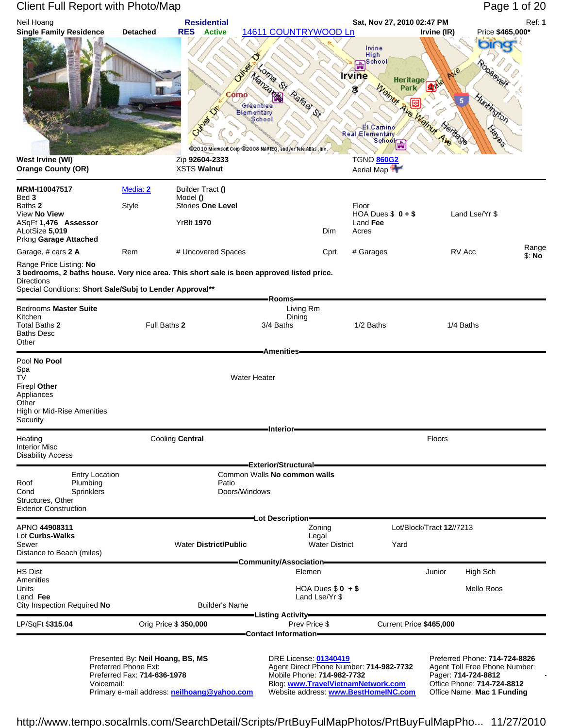# Client Full Report with Photo/Map

Neil Hoang — **Single Family Residence** — **Detached** — **Residential RES Active** — 14611 COUNTRYWOOD Ln — **Sat, Nov 27, 2010 02:47 PM** — **Irvine (IR)** — Ref: **1** — Price **$465,000***

**West Irvine (WI)**
**Orange County (OR)**

Zip **92604-2333**
XSTS **Walnut**

TGNO 860G2
Aerial Map

---

**MRM-I10047517** — Media: 2 — Builder Tract **()**
Bed **3** — Model **()**
Baths **2** — Style — Stories **One Level** — Floor
View **No View** — HOA Dues $ **0 + $** — Land Lse/Yr $
ASqFt **1,476 Assessor** — YrBlt **1970** — Land **Fee**
ALotSize **5,019** — Dim — Acres
Prkng **Garage Attached**
Garage, # cars **2 A** — Rem — # Uncovered Spaces — Cprt — # Garages — RV Acc — Range $: **No**

Range Price Listing: **No**
**3 bedrooms, 2 baths house. Very nice area. This short sale is been approved listed price.**
Directions
Special Conditions: **Short Sale/Subj to Lender Approval****

## Rooms

Bedrooms **Master Suite** — Living Rm
Kitchen — Dining
Total Baths **2** — Full Baths **2** — 3/4 Baths — 1/2 Baths — 1/4 Baths
Baths Desc
Other

## Amenities

Pool **No Pool**
Spa
TV — Water Heater
Firepl **Other**
Appliances
Other
High or Mid-Rise Amenities
Security

## Interior

Heating — Cooling **Central** — Floors
Interior Misc
Disability Access

## Exterior/Structural

Entry Location — Common Walls **No common walls**
Roof — Plumbing — Patio
Cond — Sprinklers — Doors/Windows
Structures, Other
Exterior Construction

## Lot Description

APNO **44908311** — Zoning — Lot/Block/Tract **12//7213**
Lot **Curbs-Walks** — Legal
Sewer — Water District/**Public** — Water District — Yard
Distance to Beach (miles)

## Community/Association

HS Dist — Elemen — Junior — High Sch
Amenities
Units — HOA Dues $ **0 + $** — Mello Roos
Land **Fee** — Land Lse/Yr $
City Inspection Required **No** — Builder's Name

## Listing Activity

LP/SqFt **$315.04** — Orig Price $ **350,000** — Prev Price $ — Current Price **$465,000**

## Contact Information

Presented By: **Neil Hoang, BS, MS**
Preferred Phone Ext:
Preferred Fax: **714-636-1978**
Voicemail:
Primary e-mail address: **neilhoang@yahoo.com**

DRE License: **01340419**
Agent Direct Phone Number: **714-982-7732**
Mobile Phone: **714-982-7732**
Blog: **www.TravelVietnamNetwork.com**
Website address: **www.BestHomeINC.com**

Preferred Phone: **714-724-8826**
Agent Toll Free Phone Number:
Pager: **714-724-8812**
Office Phone: **714-724-8812**
Office Name: **Mac 1 Funding**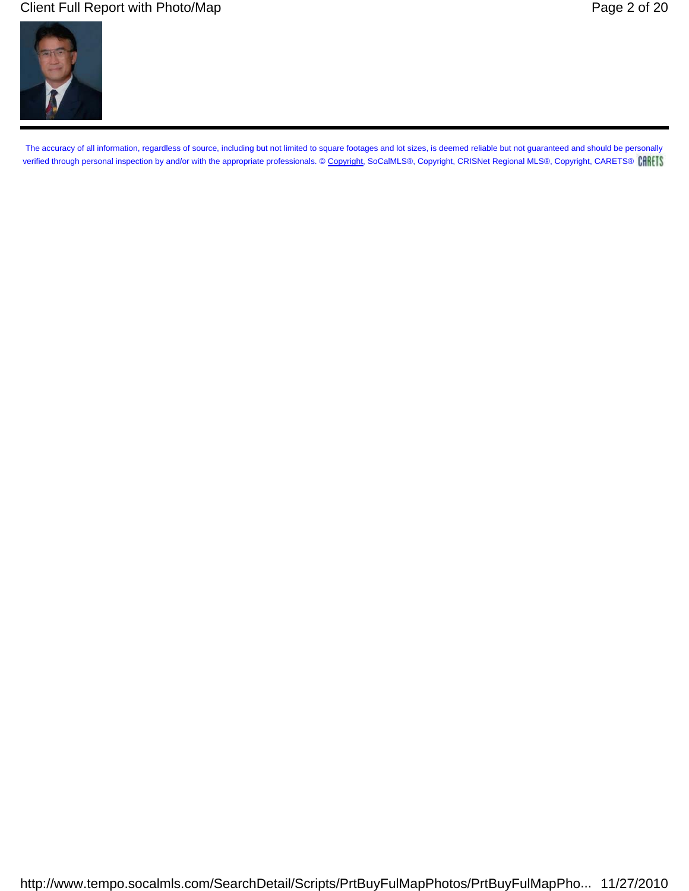The accuracy of all information, regardless of source, including but not limited to square footages and lot sizes, is deemed reliable but not guaranteed and should be personally verified through personal inspection by and/or with the appropriate professionals. © Copyright, SoCalMLS®, Copyright, CRISNet Regional MLS®, Copyright, CARETS® CARETS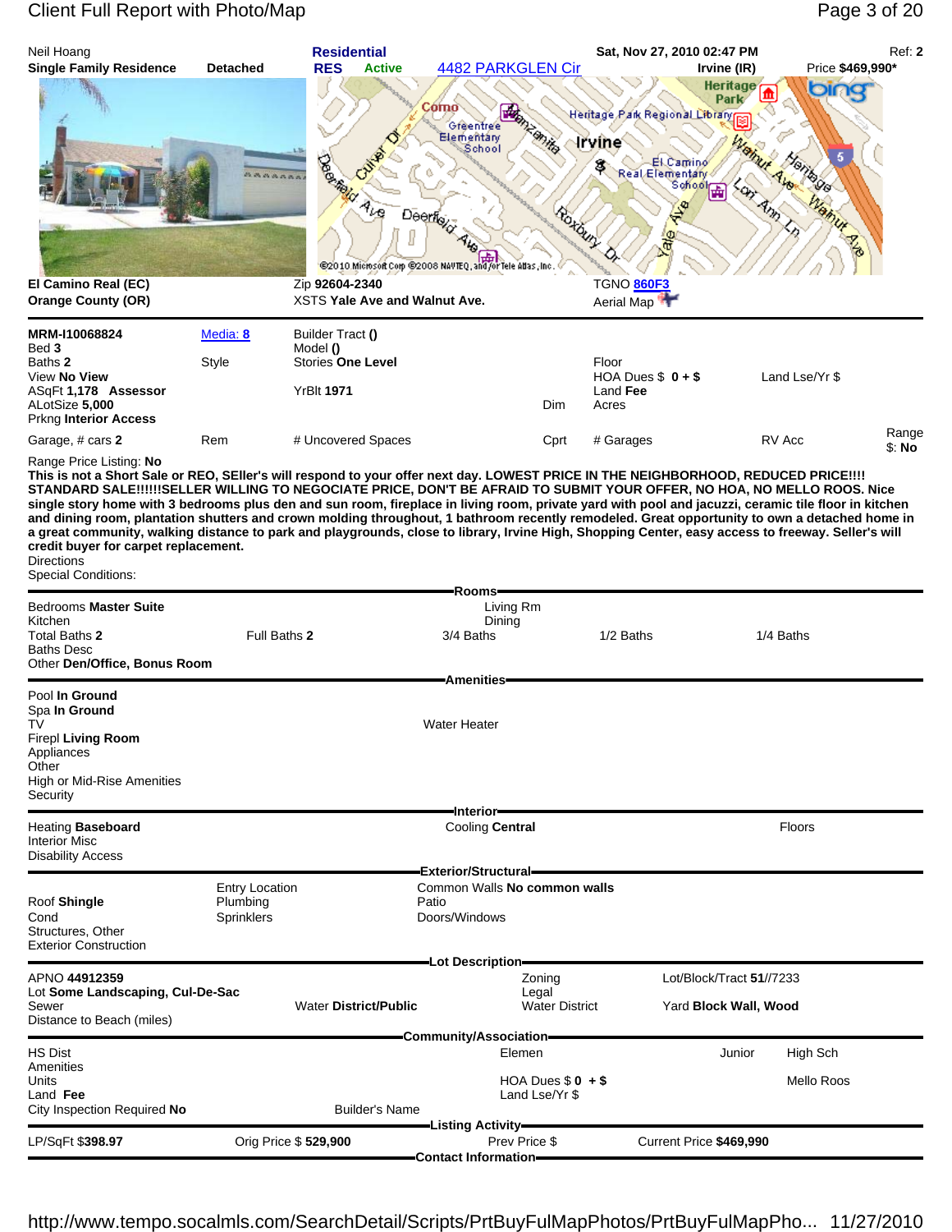Neil Hoang | **Residential** | **Sat, Nov 27, 2010 02:47 PM** | Ref: **2**

**Single Family Residence** **Detached** | **RES** **Active** [4482 PARKGLEN Cir](#) | **Irvine (IR)** | Price **$469,990***

**El Camino Real (EC)** | Zip **92604-2340** | TGNO **860F3**

**Orange County (OR)** | XSTS **Yale Ave and Walnut Ave.** | Aerial Map

| | | | | | | |
|---|---|---|---|---|---|---|
| **MRM-I10068824** | Media: **8** | Builder Tract **()** | | | | |
| Bed **3** | | Model **()** | | | | |
| Baths **2** | Style | Stories **One Level** | | Floor | | |
| View **No View** | | | | HOA Dues $ **0 + $** | Land Lse/Yr $ | |
| ASqFt **1,178** **Assessor** | | YrBlt **1971** | | Land **Fee** | | |
| ALotSize **5,000** | | | Dim | Acres | | |
| Prkng **Interior Access** | | | | | | |
| Garage, # cars **2** | Rem | # Uncovered Spaces | Cprt | # Garages | RV Acc | Range $: **No** |

Range Price Listing: **No**

**This is not a Short Sale or REO, SEller's will respond to your offer next day. LOWEST PRICE IN THE NEIGHBORHOOD, REDUCED PRICE!!!! STANDARD SALE!!!!!!SELLER WILLING TO NEGOCIATE PRICE, DON'T BE AFRAID TO SUBMIT YOUR OFFER, NO HOA, NO MELLO ROOS. Nice single story home with 3 bedrooms plus den and sun room, fireplace in living room, private yard with pool and jacuzzi, ceramic tile floor in kitchen and dining room, plantation shutters and crown molding throughout, 1 bathroom recently remodeled. Great opportunity to own a detached home in a great community, walking distance to park and playgrounds, close to library, Irvine High, Shopping Center, easy access to freeway. Seller's will credit buyer for carpet replacement.**

Directions

Special Conditions:

## Rooms

| | | | | |
|---|---|---|---|---|
| Bedrooms **Master Suite** | | Living Rm | | |
| Kitchen | | Dining | | |
| Total Baths **2** | Full Baths **2** | 3/4 Baths | 1/2 Baths | 1/4 Baths |
| Baths Desc | | | | |
| Other **Den/Office, Bonus Room** | | | | |

## Amenities

Pool **In Ground**
Spa **In Ground**
TV | Water Heater
Firepl **Living Room**
Appliances
Other
High or Mid-Rise Amenities
Security

## Interior

| | | |
|---|---|---|
| Heating **Baseboard** | Cooling **Central** | Floors |
| Interior Misc | | |
| Disability Access | | |

## Exterior/Structural

| | | |
|---|---|---|
| | Entry Location | Common Walls **No common walls** |
| Roof **Shingle** | Plumbing | Patio |
| Cond | Sprinklers | Doors/Windows |
| Structures, Other | | |
| Exterior Construction | | |

## Lot Description

| | | | |
|---|---|---|---|
| APNO **44912359** | | Zoning | Lot/Block/Tract **51//7233** |
| Lot **Some Landscaping, Cul-De-Sac** | | Legal | |
| Sewer | Water **District/Public** | Water District | Yard **Block Wall, Wood** |
| Distance to Beach (miles) | | | |

## Community/Association

| | | | | |
|---|---|---|---|---|
| HS Dist | | Elemen | Junior | High Sch |
| Amenities | | | | |
| Units | | HOA Dues $ **0** **+ $** | | Mello Roos |
| Land **Fee** | | Land Lse/Yr $ | | |
| City Inspection Required **No** | Builder's Name | | | |

## Listing Activity

| | | | |
|---|---|---|---|
| LP/SqFt $**398.97** | Orig Price $ **529,900** | Prev Price $ | Current Price **$469,990** |

## Contact Information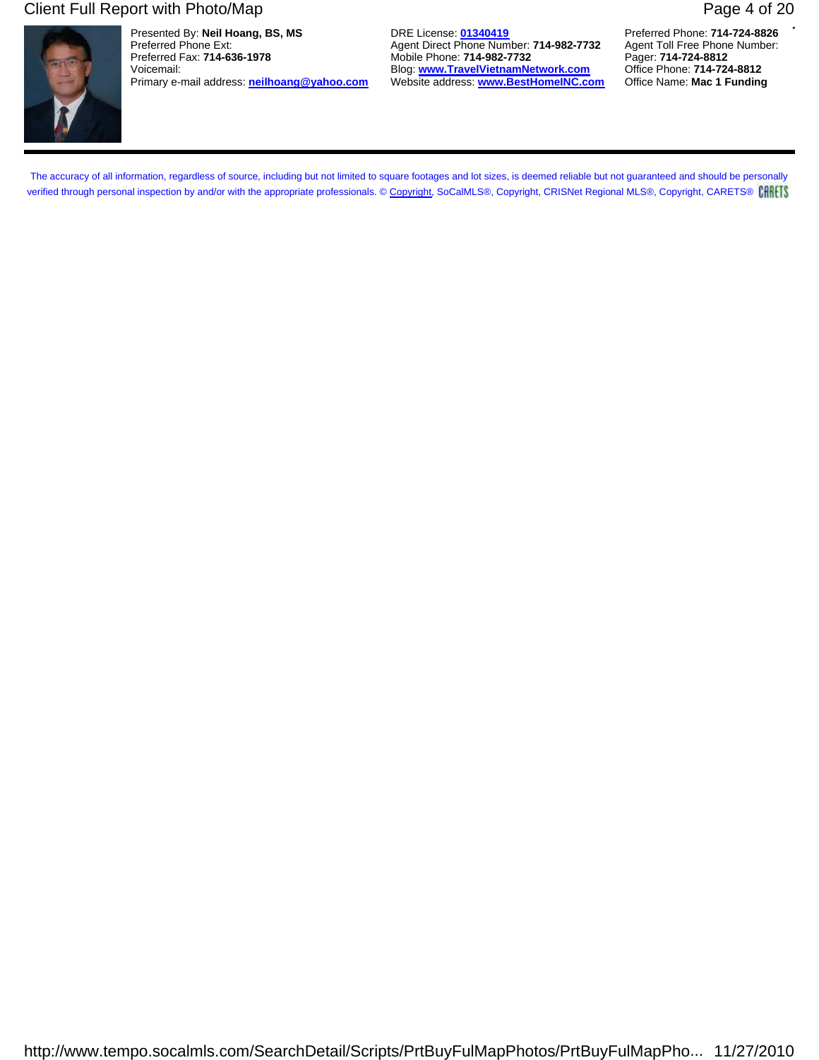Presented By: **Neil Hoang, BS, MS**
Preferred Phone Ext:
Preferred Fax: **714-636-1978**
Voicemail:
Primary e-mail address: **neilhoang@yahoo.com**

DRE License: **01340419**
Agent Direct Phone Number: **714-982-7732**
Mobile Phone: **714-982-7732**
Blog: **www.TravelVietnamNetwork.com**
Website address: **www.BestHomeINC.com**

Preferred Phone: **714-724-8826**
Agent Toll Free Phone Number:
Pager: **714-724-8812**
Office Phone: **714-724-8812**
Office Name: **Mac 1 Funding**

The accuracy of all information, regardless of source, including but not limited to square footages and lot sizes, is deemed reliable but not guaranteed and should be personally verified through personal inspection by and/or with the appropriate professionals. © Copyright, SoCalMLS®, Copyright, CRISNet Regional MLS®, Copyright, CARETS® CARETS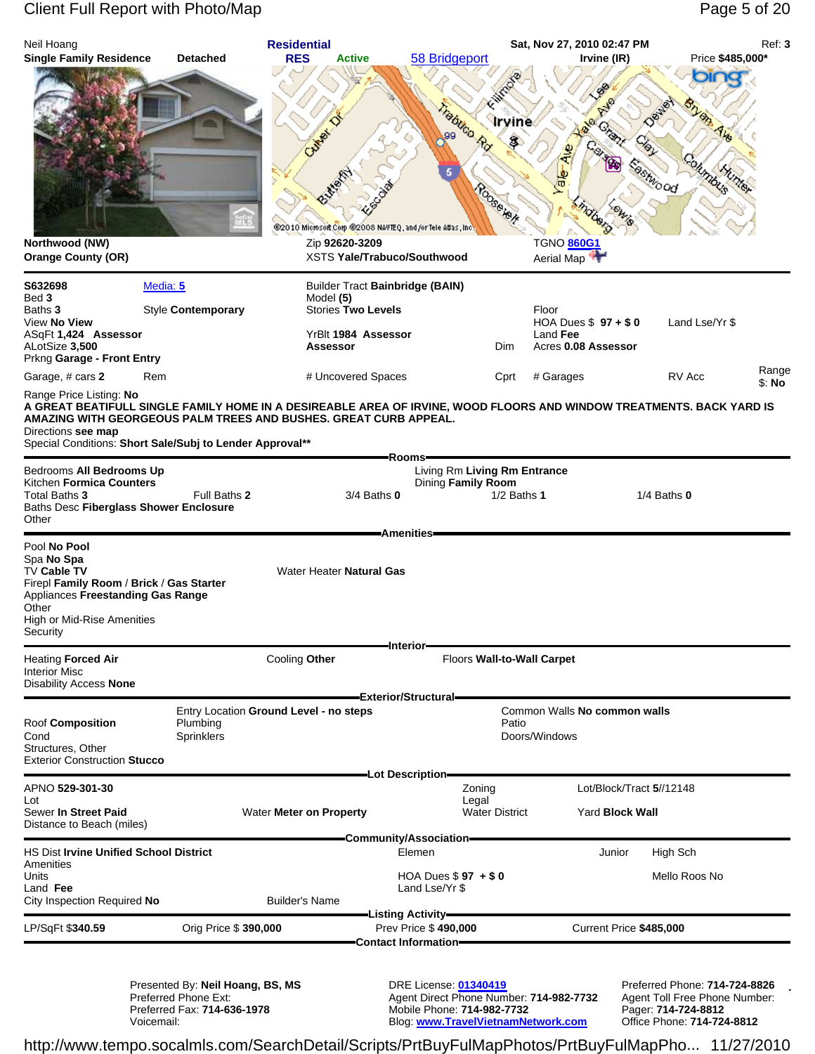Neil Hoang
**Single Family Residence** **Detached**

**Residential**
**RES** **Active** 58 Bridgeport

**Sat, Nov 27, 2010 02:47 PM**
**Irvine (IR)**

Ref: **3**
Price **$485,000***

**Northwood (NW)**
**Orange County (OR)**

Zip **92620-3209**
XSTS **Yale/Trabuco/Southwood**

TGNO **860G1**
Aerial Map

| | | | | |
|---|---|---|---|---|
| **S632698** | Media: **5** | Builder Tract **Bainbridge (BAIN)** | | |
| Bed **3** | | Model **(5)** | | |
| Baths **3** | Style **Contemporary** | Stories **Two Levels** | Floor | |
| View **No View** | | | HOA Dues $ **97** + $ **0** | Land Lse/Yr $ |
| ASqFt **1,424** **Assessor** | | YrBlt **1984** **Assessor** | Land **Fee** | |
| ALotSize **3,500** | | **Assessor** | Dim Acres **0.08** **Assessor** | |
| Prkng **Garage - Front Entry** | | | | |
| Garage, # cars **2** | Rem | # Uncovered Spaces | Cprt # Garages | RV Acc Range $: **No** |

Range Price Listing: **No**

**A GREAT BEATIFULL SINGLE FAMILY HOME IN A DESIREABLE AREA OF IRVINE, WOOD FLOORS AND WINDOW TREATMENTS. BACK YARD IS AMAZING WITH GEORGEOUS PALM TREES AND BUSHES. GREAT CURB APPEAL.**

Directions **see map**

Special Conditions: **Short Sale/Subj to Lender Approval****

## Rooms

Bedrooms **All Bedrooms Up**
Kitchen **Formica Counters**
Total Baths **3** Full Baths **2** 3/4 Baths **0** 1/2 Baths **1** 1/4 Baths **0**
Baths Desc **Fiberglass Shower Enclosure**
Other
Living Rm **Living Rm Entrance**
Dining **Family Room**

## Amenities

Pool **No Pool**
Spa **No Spa**
TV **Cable TV**
Firepl **Family Room** / **Brick** / **Gas Starter**
Appliances **Freestanding Gas Range**
Other
High or Mid-Rise Amenities
Security
Water Heater **Natural Gas**

## Interior

Heating **Forced Air** Cooling **Other** Floors **Wall-to-Wall Carpet**
Interior Misc
Disability Access **None**

## Exterior/Structural

Roof **Composition**
Cond
Structures, Other
Exterior Construction **Stucco**
Entry Location **Ground Level - no steps**
Plumbing
Sprinklers
Common Walls **No common walls**
Patio
Doors/Windows

## Lot Description

APNO **529-301-30**
Lot
Sewer **In Street Paid** Water **Meter on Property**
Distance to Beach (miles)
Zoning
Legal
Water District
Lot/Block/Tract **5//12148**
Yard **Block Wall**

## Community/Association

HS Dist **Irvine Unified School District**
Amenities
Units
Land **Fee**
City Inspection Required **No**
Builder's Name
Elemen
HOA Dues $ **97** + $ **0**
Land Lse/Yr $
Junior High Sch
Mello Roos No

## Listing Activity

LP/SqFt $**340.59** Orig Price $ **390,000** Prev Price $ **490,000** Current Price **$485,000**

## Contact Information

Presented By: **Neil Hoang, BS, MS**
Preferred Phone Ext:
Preferred Fax: **714-636-1978**
Voicemail:

DRE License: **01340419**
Agent Direct Phone Number: **714-982-7732**
Mobile Phone: **714-982-7732**
Blog: **www.TravelVietnamNetwork.com**

Preferred Phone: **714-724-8826**
Agent Toll Free Phone Number:
Pager: **714-724-8812**
Office Phone: **714-724-8812**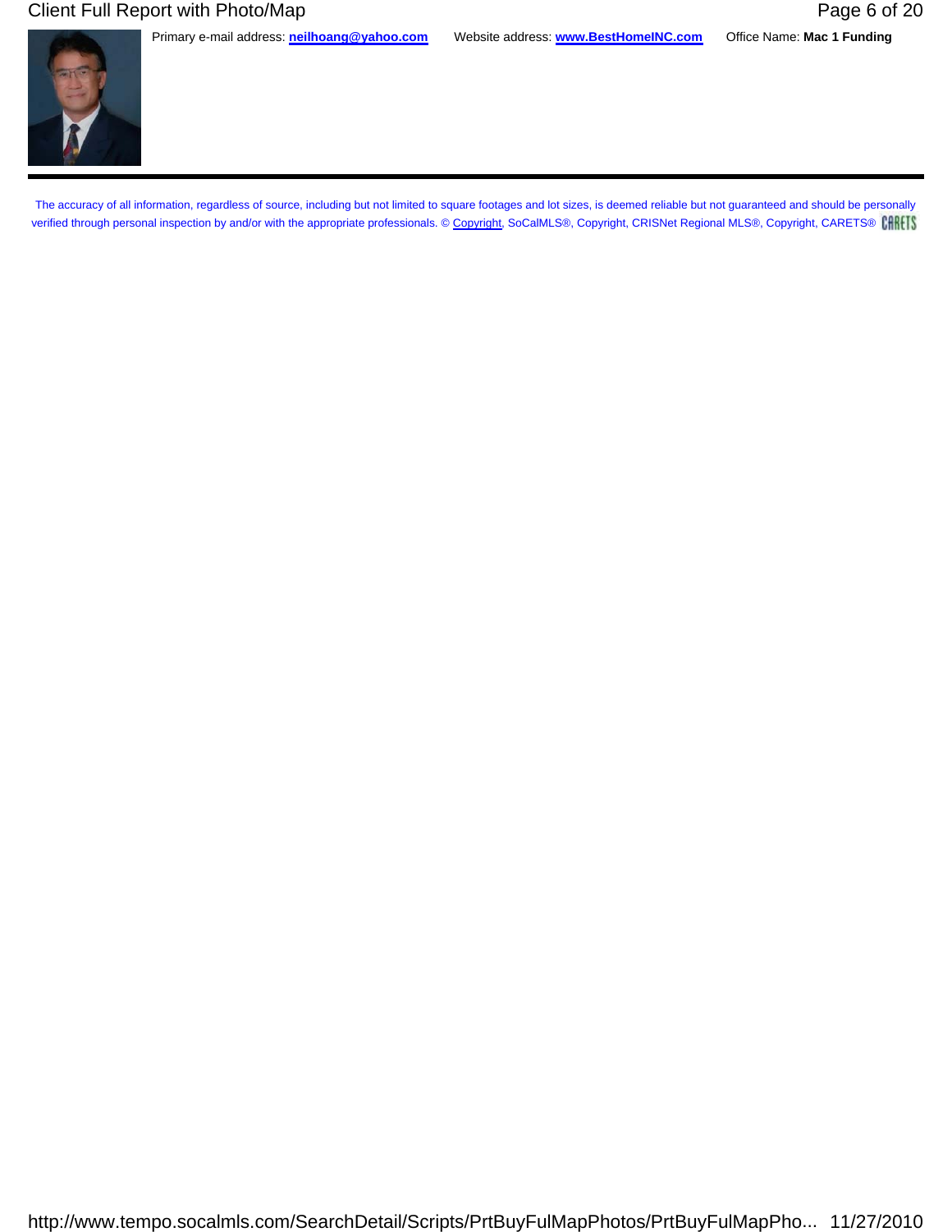Primary e-mail address: **neilhoang@yahoo.com** Website address: **www.BestHomeINC.com** Office Name: **Mac 1 Funding**

---

The accuracy of all information, regardless of source, including but not limited to square footages and lot sizes, is deemed reliable but not guaranteed and should be personally verified through personal inspection by and/or with the appropriate professionals. © Copyright, SoCalMLS®, Copyright, CRISNet Regional MLS®, Copyright, CARETS®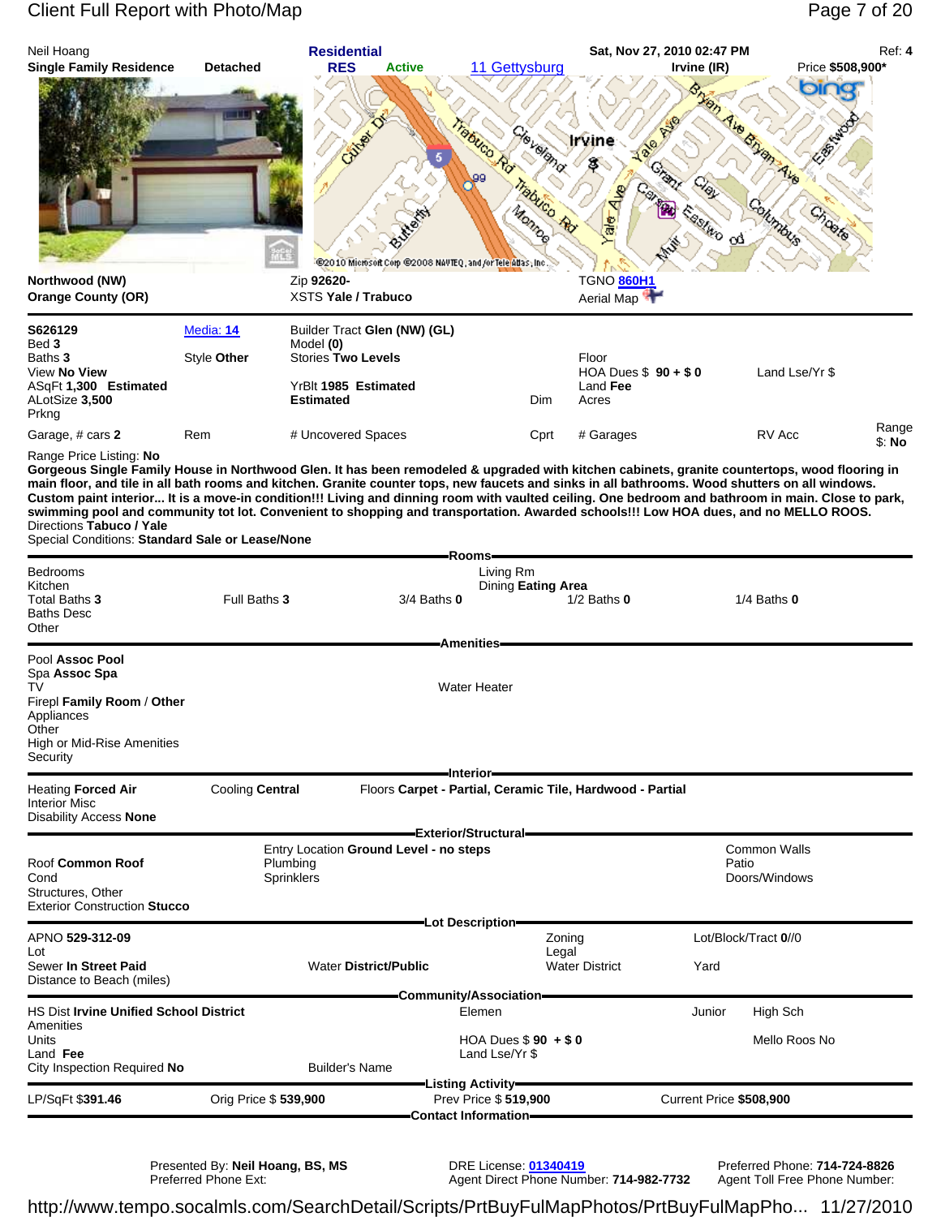Neil Hoang
**Single Family Residence** **Detached**

**Residential**
**RES** **Active** 11 Gettysburg

**Sat, Nov 27, 2010 02:47 PM** Ref: **4**
**Irvine (IR)** Price **$508,900***

**Northwood (NW)**
**Orange County (OR)**

Zip **92620-**
XSTS **Yale / Trabuco**

TGNO **860H1**
Aerial Map

| | | | | | |
|---|---|---|---|---|---|
| **S626129** | Media: 14 | Builder Tract **Glen (NW) (GL)** | | | |
| Bed **3** | | Model **(0)** | | | |
| Baths **3** | Style **Other** | Stories **Two Levels** | | Floor | |
| View **No View** | | | | HOA Dues $ **90 + $ 0** | Land Lse/Yr $ |
| ASqFt **1,300 Estimated** | | YrBlt **1985 Estimated** | | Land **Fee** | |
| ALotSize **3,500** | | **Estimated** | Dim | Acres | |
| Prkng | | | | | |
| Garage, # cars **2** | Rem | # Uncovered Spaces | Cprt | # Garages | RV Acc | Range $: **No** |

Range Price Listing: **No**

**Gorgeous Single Family House in Northwood Glen. It has been remodeled & upgraded with kitchen cabinets, granite countertops, wood flooring in main floor, and tile in all bath rooms and kitchen. Granite counter tops, new faucets and sinks in all bathrooms. Wood shutters on all windows. Custom paint interior... It is a move-in condition!!! Living and dinning room with vaulted ceiling. One bedroom and bathroom in main. Close to park, swimming pool and community tot lot. Convenient to shopping and transportation. Awarded schools!!! Low HOA dues, and no MELLO ROOS.**

Directions **Tabuco / Yale**

Special Conditions: **Standard Sale or Lease/None**

## Rooms

Bedrooms
Kitchen
Total Baths **3** | Full Baths **3** | 3/4 Baths **0** | 1/2 Baths **0** | 1/4 Baths **0**
Baths Desc
Other

Living Rm
Dining **Eating Area**

## Amenities

Pool **Assoc Pool**
Spa **Assoc Spa**
TV
Firepl **Family Room** / **Other**
Appliances
Other
High or Mid-Rise Amenities
Security

Water Heater

## Interior

Heating **Forced Air** | Cooling **Central** | Floors **Carpet - Partial, Ceramic Tile, Hardwood - Partial**
Interior Misc
Disability Access **None**

## Exterior/Structural

Roof **Common Roof**
Cond
Structures, Other
Exterior Construction **Stucco**

Entry Location **Ground Level - no steps**
Plumbing
Sprinklers

Common Walls
Patio
Doors/Windows

## Lot Description

APNO **529-312-09**
Lot
Sewer **In Street Paid** | Water **District/Public**
Distance to Beach (miles)

Zoning
Legal
Water District

Lot/Block/Tract **0//0**
Yard

## Community/Association

HS Dist **Irvine Unified School District** | Elemen | Junior | High Sch
Amenities
Units | HOA Dues $ **90 + $ 0** | Mello Roos **No**
Land **Fee** | Land Lse/Yr $
City Inspection Required **No** | Builder's Name

## Listing Activity

LP/SqFt **$391.46** | Orig Price $ **539,900** | Prev Price $ **519,900** | Current Price **$508,900**

## Contact Information

Presented By: **Neil Hoang, BS, MS**
Preferred Phone Ext:

DRE License: **01340419**
Agent Direct Phone Number: **714-982-7732**

Preferred Phone: **714-724-8826**
Agent Toll Free Phone Number: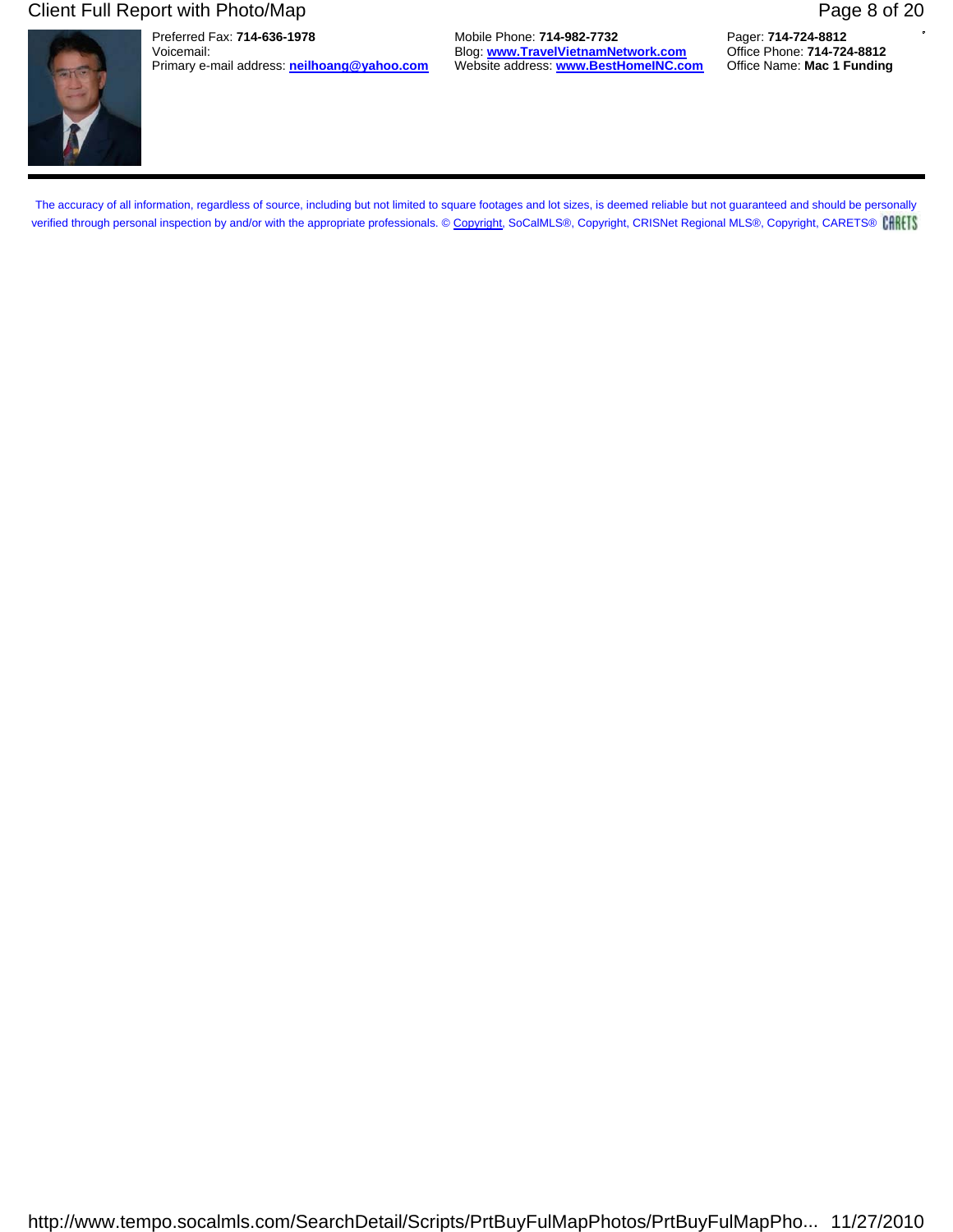Preferred Fax: **714-636-1978**
Voicemail:
Primary e-mail address: **neilhoang@yahoo.com**

Mobile Phone: **714-982-7732**
Blog: **www.TravelVietnamNetwork.com**
Website address: **www.BestHomeINC.com**

Pager: **714-724-8812**
Office Phone: **714-724-8812**
Office Name: **Mac 1 Funding**

---

The accuracy of all information, regardless of source, including but not limited to square footages and lot sizes, is deemed reliable but not guaranteed and should be personally verified through personal inspection by and/or with the appropriate professionals. © Copyright, SoCalMLS®, Copyright, CRISNet Regional MLS®, Copyright, CARETS® CARETS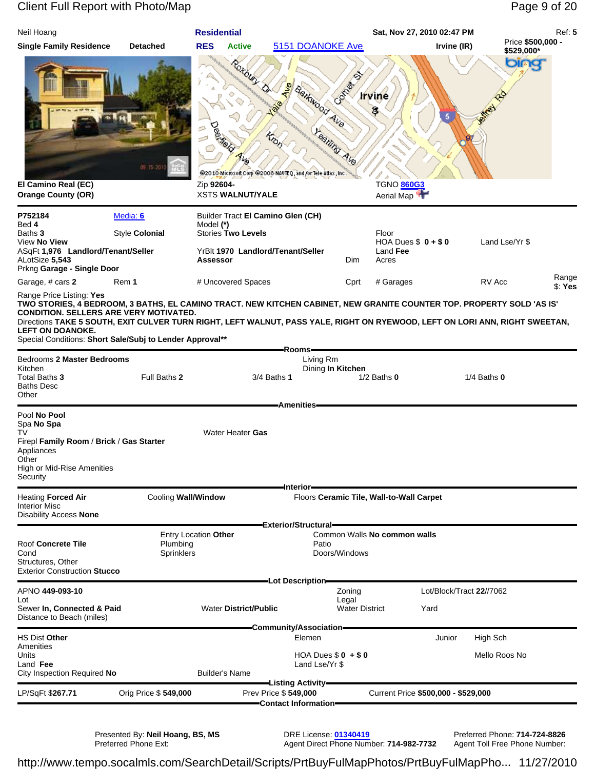Neil Hoang | **Residential** | Sat, Nov 27, 2010 02:47 PM | Ref: **5**

**Single Family Residence** **Detached** | **RES** **Active** 5151 DOANOKE Ave | **Irvine (IR)** | Price **$500,000 - $529,000***

**El Camino Real (EC)**
**Orange County (OR)**

Zip **92604-**
XSTS **WALNUT/YALE**

TGNO 860G3
Aerial Map

| | | | | | |
|---|---|---|---|---|---|
| **P752184** | Media: 6 | Builder Tract **El Camino Glen (CH)** | | | |
| Bed **4** | | Model **(*)** | | | |
| Baths **3** | Style **Colonial** | Stories **Two Levels** | | Floor | |
| View **No View** | | | | HOA Dues $ **0 + $ 0** | Land Lse/Yr $ |
| ASqFt **1,976** Landlord/Tenant/Seller | | YrBlt **1970** Landlord/Tenant/Seller | | Land **Fee** | |
| ALotSize **5,543** | | **Assessor** | Dim | Acres | |
| Prkng **Garage - Single Door** | | | | | |
| Garage, # cars **2** | Rem **1** | # Uncovered Spaces | Cprt | # Garages | RV Acc | Range $: **Yes** |

Range Price Listing: **Yes**

**TWO STORIES, 4 BEDROOM, 3 BATHS, EL CAMINO TRACT. NEW KITCHEN CABINET, NEW GRANITE COUNTER TOP. PROPERTY SOLD 'AS IS' CONDITION. SELLERS ARE VERY MOTIVATED.**

Directions **TAKE 5 SOUTH, EXIT CULVER TURN RIGHT, LEFT WALNUT, PASS YALE, RIGHT ON RYEWOOD, LEFT ON LORI ANN, RIGHT SWEETAN, LEFT ON DOANOKE.**

Special Conditions: **Short Sale/Subj to Lender Approval****

## Rooms

Bedrooms **2 Master Bedrooms** | Living Rm
Kitchen | Dining **In Kitchen**
Total Baths **3** | Full Baths **2** | 3/4 Baths **1** | 1/2 Baths **0** | 1/4 Baths **0**
Baths Desc
Other

## Amenities

Pool **No Pool**
Spa **No Spa**
TV | Water Heater **Gas**
Firepl **Family Room** / **Brick** / **Gas Starter**
Appliances
Other
High or Mid-Rise Amenities
Security

## Interior

Heating **Forced Air** | Cooling **Wall/Window** | Floors **Ceramic Tile, Wall-to-Wall Carpet**
Interior Misc
Disability Access **None**

## Exterior/Structural

Entry Location **Other** | Common Walls **No common walls**
Roof **Concrete Tile** | Plumbing | Patio
Cond | Sprinklers | Doors/Windows
Structures, Other
Exterior Construction **Stucco**

## Lot Description

APNO **449-093-10** | Zoning | Lot/Block/Tract **22//7062**
Lot | Legal
Sewer **In, Connected & Paid** | Water **District/Public** | Water District | Yard
Distance to Beach (miles)

## Community/Association

HS Dist **Other** | Elemen | Junior | High Sch
Amenities
Units | HOA Dues $ **0** + $ **0** | Mello Roos **No**
Land **Fee** | Land Lse/Yr $
City Inspection Required **No** | Builder's Name

## Listing Activity

LP/SqFt $**267.71** | Orig Price $ **549,000** | Prev Price $ **549,000** | Current Price **$500,000 - $529,000**

## Contact Information

Presented By: **Neil Hoang, BS, MS** | DRE License: 01340419 | Preferred Phone: **714-724-8826**
Preferred Phone Ext: | Agent Direct Phone Number: **714-982-7732** | Agent Toll Free Phone Number: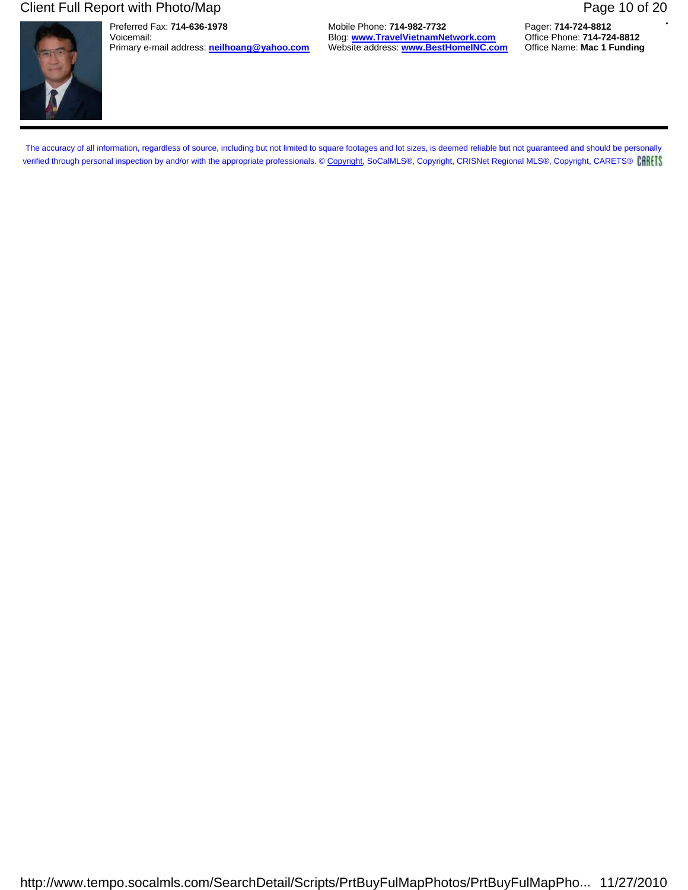Preferred Fax: **714-636-1978**
Voicemail:
Primary e-mail address: **neilhoang@yahoo.com**

Mobile Phone: **714-982-7732**
Blog: **www.TravelVietnamNetwork.com**
Website address: **www.BestHomeINC.com**

Pager: **714-724-8812**
Office Phone: **714-724-8812**
Office Name: **Mac 1 Funding**

---

The accuracy of all information, regardless of source, including but not limited to square footages and lot sizes, is deemed reliable but not guaranteed and should be personally verified through personal inspection by and/or with the appropriate professionals. © Copyright, SoCalMLS®, Copyright, CRISNet Regional MLS®, Copyright, CARETS® CARETS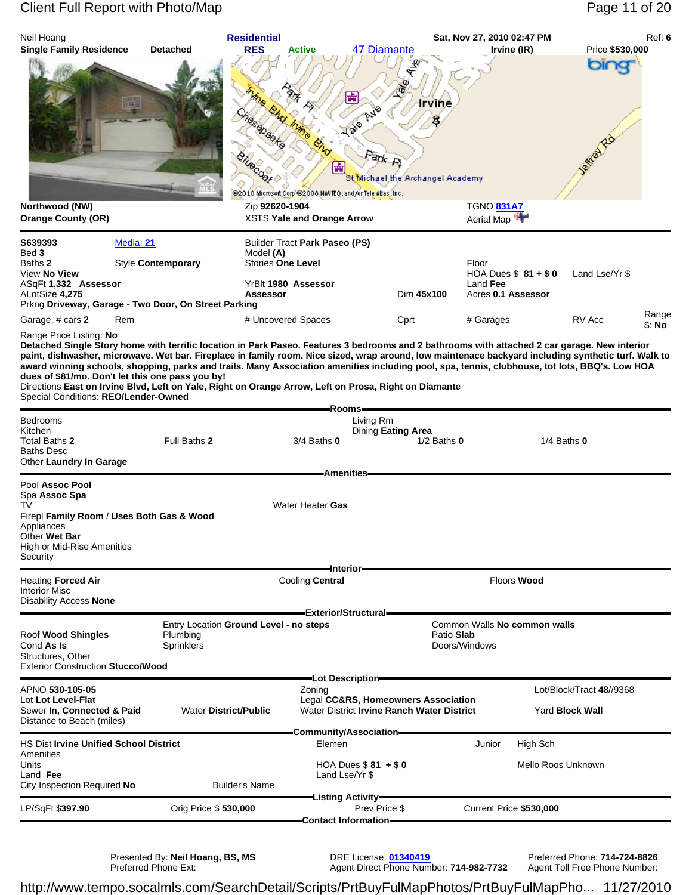Neil Hoang
**Single Family Residence** **Detached**

**Residential**
**RES** **Active** 47 Diamante

**Sat, Nov 27, 2010 02:47 PM** **Irvine (IR)**

Ref: **6**
Price **$530,000**

**Northwood (NW)**
**Orange County (OR)**

Zip **92620-1904**
XSTS **Yale and Orange Arrow**

TGNO **831A7**
Aerial Map

---

**S639393** Media: **21**
Bed **3**
Baths **2** Style **Contemporary**
View **No View**
ASqFt **1,332** **Assessor**
ALotSize **4,275**
Prkng **Driveway, Garage - Two Door, On Street Parking**

Builder Tract **Park Paseo (PS)**
Model **(A)**
Stories **One Level**

YrBlt **1980** **Assessor**
**Assessor** Dim **45x100**

Floor
HOA Dues $ **81 + $ 0** Land Lse/Yr $
Land **Fee**
Acres **0.1 Assessor**

Garage, # cars **2** Rem # Uncovered Spaces Cprt # Garages RV Acc Range $: **No**

Range Price Listing: **No**

**Detached Single Story home with terrific location in Park Paseo. Features 3 bedrooms and 2 bathrooms with attached 2 car garage. New interior paint, dishwasher, microwave. Wet bar. Fireplace in family room. Nice sized, wrap around, low maintenace backyard including synthetic turf. Walk to award winning schools, shopping, parks and trails. Many Association amenities including pool, spa, tennis, clubhouse, tot lots, BBQ's. Low HOA dues of $81/mo. Don't let this one pass you by!**
Directions **East on Irvine Blvd, Left on Yale, Right on Orange Arrow, Left on Prosa, Right on Diamante**
Special Conditions: **REO/Lender-Owned**

## Rooms

Bedrooms
Kitchen
Total Baths **2** Full Baths **2** 3/4 Baths **0** 1/2 Baths **0** 1/4 Baths **0**
Baths Desc
Other **Laundry In Garage**

Living Rm
Dining **Eating Area**

## Amenities

Pool Assoc **Pool**
Spa Assoc **Spa**
TV
Firepl **Family Room / Uses Both Gas & Wood**
Appliances
Other **Wet Bar**
High or Mid-Rise Amenities
Security

Water Heater **Gas**

## Interior

Heating **Forced Air** Cooling **Central** Floors **Wood**
Interior Misc
Disability Access **None**

## Exterior/Structural

Roof **Wood Shingles**
Cond **As Is**
Structures, Other
Exterior Construction **Stucco/Wood**

Entry Location **Ground Level - no steps**
Plumbing
Sprinklers

Common Walls **No common walls**
Patio **Slab**
Doors/Windows

## Lot Description

APNO **530-105-05**
Lot **Lot Level-Flat**
Sewer **In, Connected & Paid** Water **District/Public**
Distance to Beach (miles)

Zoning
Legal **CC&RS, Homeowners Association**
Water District **Irvine Ranch Water District**

Lot/Block/Tract **48//9368**
Yard **Block Wall**

## Community/Association

HS Dist **Irvine Unified School District**
Amenities
Units
Land **Fee**
City Inspection Required **No** Builder's Name

Elemen Junior High Sch
HOA Dues $ **81 + $ 0** Mello Roos **Unknown**
Land Lse/Yr $

## Listing Activity

LP/SqFt **$397.90** Orig Price $ **530,000** Prev Price $ Current Price **$530,000**

## Contact Information

Presented By: **Neil Hoang, BS, MS**
Preferred Phone Ext:

DRE License: **01340419**
Agent Direct Phone Number: **714-982-7732**

Preferred Phone: **714-724-8826**
Agent Toll Free Phone Number: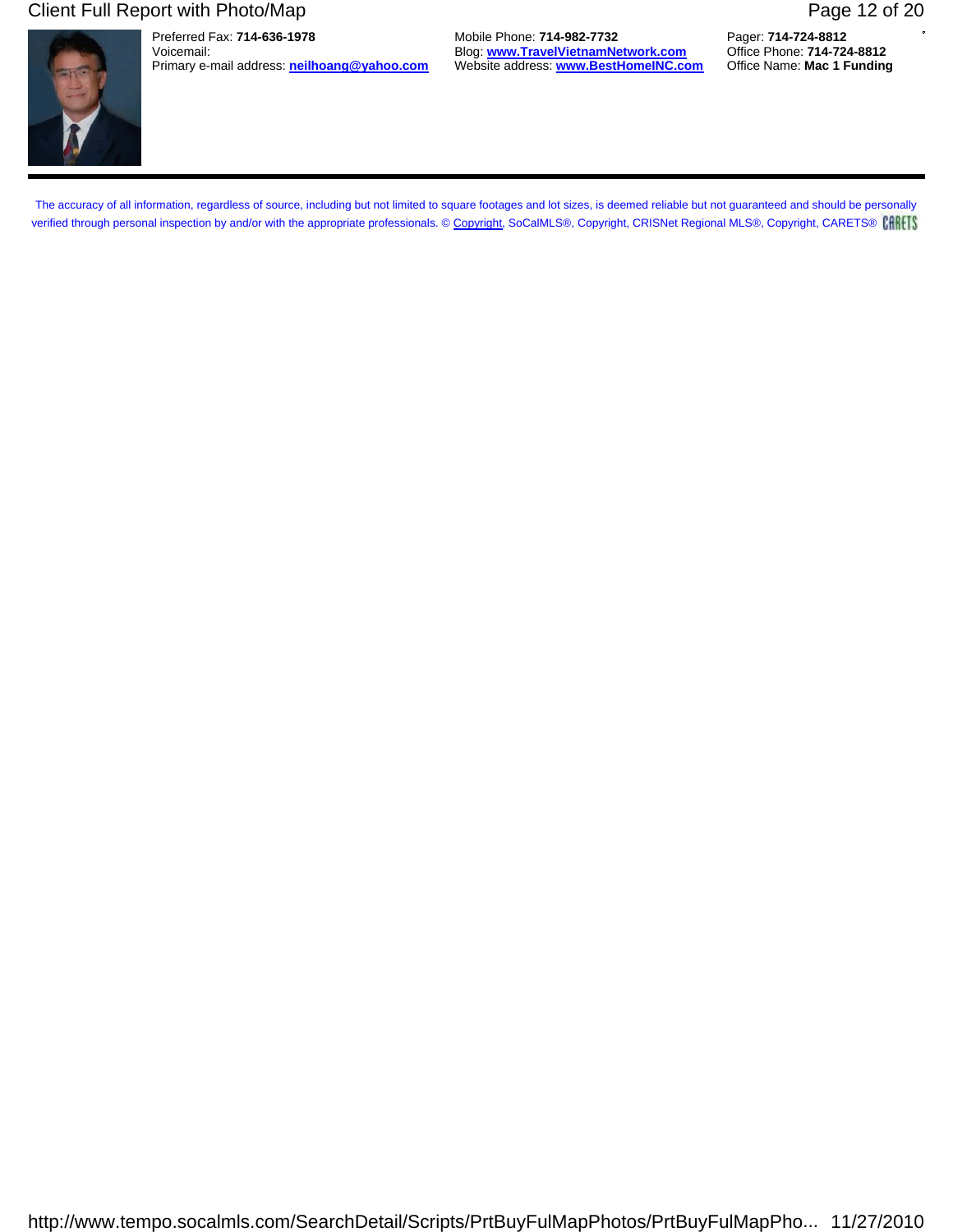Preferred Fax: **714-636-1978**
Voicemail:
Primary e-mail address: **neilhoang@yahoo.com**

Mobile Phone: **714-982-7732**
Blog: **www.TravelVietnamNetwork.com**
Website address: **www.BestHomeINC.com**

Pager: **714-724-8812**
Office Phone: **714-724-8812**
Office Name: **Mac 1 Funding**

---

The accuracy of all information, regardless of source, including but not limited to square footages and lot sizes, is deemed reliable but not guaranteed and should be personally verified through personal inspection by and/or with the appropriate professionals. © Copyright, SoCalMLS®, Copyright, CRISNet Regional MLS®, Copyright, CARETS® CARETS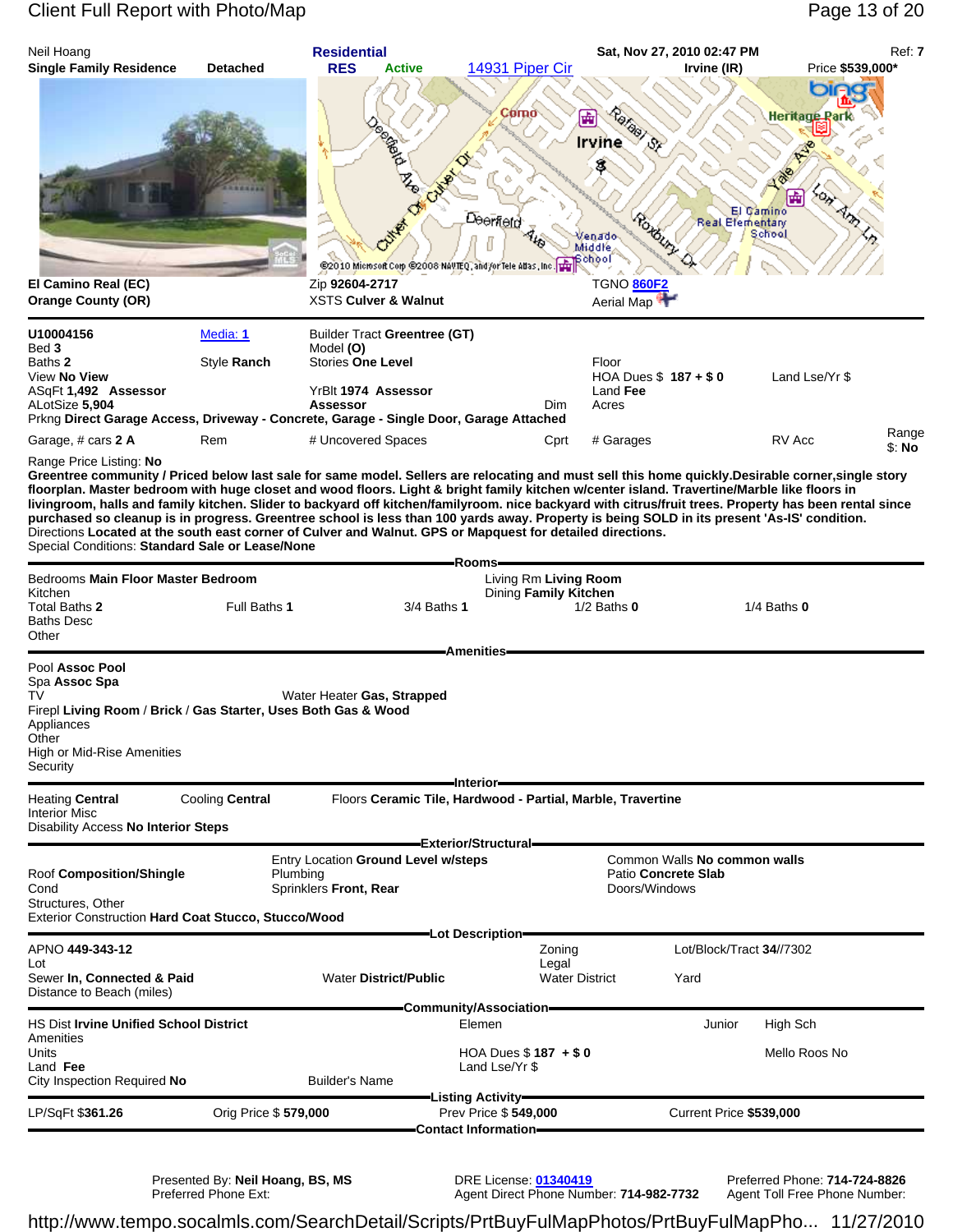Neil Hoang
**Single Family Residence** **Detached**

**Residential**
**RES** **Active** 14931 Piper Cir

**Sat, Nov 27, 2010 02:47 PM** **Irvine (IR)** Ref: **7**
Price **$539,000***

**El Camino Real (EC)**
**Orange County (OR)**

Zip **92604-2717**
XSTS **Culver & Walnut**

TGNO **860F2**
Aerial Map

| | | | | | |
|---|---|---|---|---|---|
| **U10004156** | Media: **1** | Builder Tract **Greentree (GT)** | | | |
| Bed **3** | | Model **(O)** | | | |
| Baths **2** | Style **Ranch** | Stories **One Level** | | Floor | |
| View **No View** | | | | HOA Dues $ **187 + $ 0** | Land Lse/Yr $ |
| ASqFt **1,492** **Assessor** | | YrBlt **1974** **Assessor** | | Land **Fee** | |
| ALotSize **5,904** | | **Assessor** | Dim | Acres | |

Prkng **Direct Garage Access, Driveway - Concrete, Garage - Single Door, Garage Attached**

Garage, # cars **2 A** Rem # Uncovered Spaces Cprt # Garages RV Acc Range $: **No**

Range Price Listing: **No**

**Greentree community / Priced below last sale for same model. Sellers are relocating and must sell this home quickly.Desirable corner,single story floorplan. Master bedroom with huge closet and wood floors. Light & bright family kitchen w/center island. Travertine/Marble like floors in livingroom, halls and family kitchen. Slider to backyard off kitchen/familyroom. nice backyard with citrus/fruit trees. Property has been rental since purchased so cleanup is in progress. Greentree school is less than 100 yards away. Property is being SOLD in its present 'As-IS' condition.**

Directions **Located at the south east corner of Culver and Walnut. GPS or Mapquest for detailed directions.**

Special Conditions: **Standard Sale or Lease/None**

## Rooms

Bedrooms **Main Floor Master Bedroom**
Living Rm **Living Room**
Kitchen
Dining **Family Kitchen**
Total Baths **2** Full Baths **1** 3/4 Baths **1** 1/2 Baths **0** 1/4 Baths **0**
Baths Desc
Other

## Amenities

Pool **Assoc Pool**
Spa **Assoc Spa**
TV
Water Heater **Gas, Strapped**
Firepl **Living Room** / **Brick** / **Gas Starter, Uses Both Gas & Wood**
Appliances
Other
High or Mid-Rise Amenities
Security

## Interior

Heating **Central** Cooling **Central** Floors **Ceramic Tile, Hardwood - Partial, Marble, Travertine**
Interior Misc
Disability Access **No Interior Steps**

## Exterior/Structural

Entry Location **Ground Level w/steps**
Common Walls **No common walls**
Roof **Composition/Shingle**
Plumbing
Patio **Concrete Slab**
Cond
Sprinklers **Front, Rear**
Doors/Windows
Structures, Other
Exterior Construction **Hard Coat Stucco, Stucco/Wood**

## Lot Description

APNO **449-343-12** Zoning Lot/Block/Tract **34//7302**
Lot Legal
Sewer **In, Connected & Paid** Water **District/Public** Water District Yard
Distance to Beach (miles)

## Community/Association

HS Dist **Irvine Unified School District** Elemen Junior High Sch
Amenities
Units HOA Dues $ **187 + $ 0** Mello Roos **No**
Land **Fee** Land Lse/Yr $
City Inspection Required **No** Builder's Name

## Listing Activity

LP/SqFt **$361.26** Orig Price $ **579,000** Prev Price $ **549,000** Current Price **$539,000**

## Contact Information

Presented By: **Neil Hoang, BS, MS**
Preferred Phone Ext:
DRE License: **01340419**
Agent Direct Phone Number: **714-982-7732**
Preferred Phone: **714-724-8826**
Agent Toll Free Phone Number: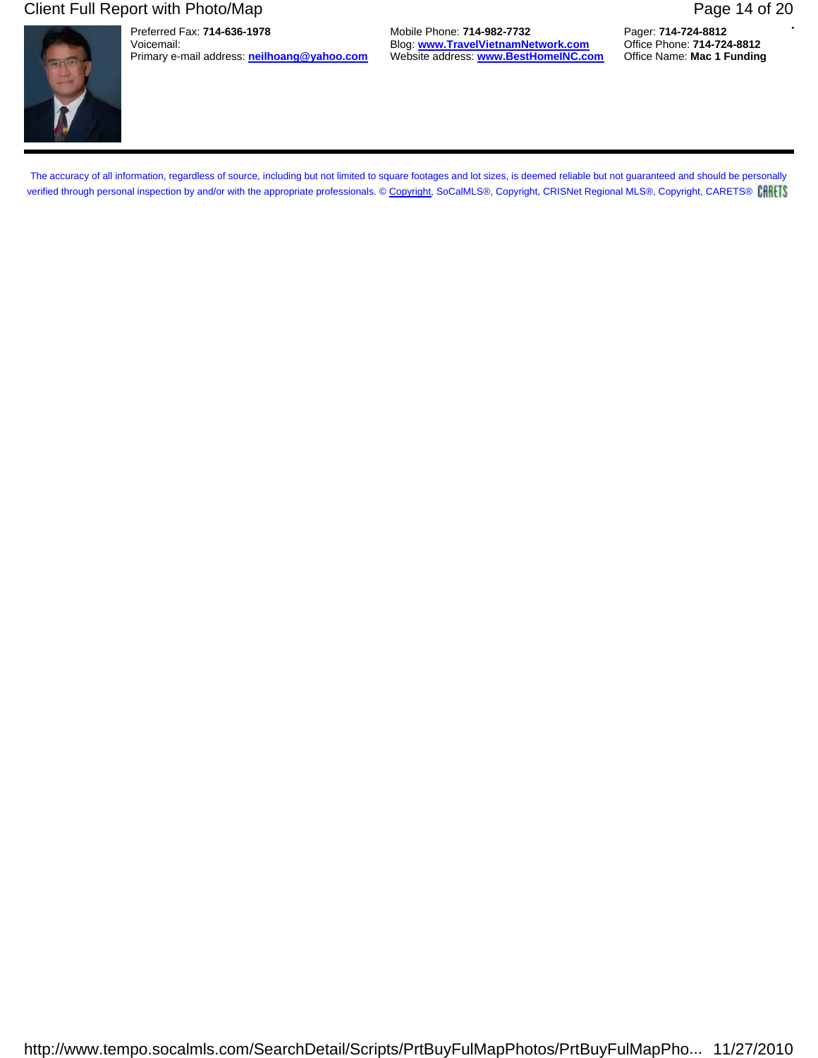Preferred Fax: **714-636-1978**
Voicemail:
Primary e-mail address: **neilhoang@yahoo.com**

Mobile Phone: **714-982-7732**
Blog: **www.TravelVietnamNetwork.com**
Website address: **www.BestHomeINC.com**

Pager: **714-724-8812**
Office Phone: **714-724-8812**
Office Name: **Mac 1 Funding**

---

The accuracy of all information, regardless of source, including but not limited to square footages and lot sizes, is deemed reliable but not guaranteed and should be personally verified through personal inspection by and/or with the appropriate professionals. © Copyright, SoCalMLS®, Copyright, CRISNet Regional MLS®, Copyright, CARETS® CARETS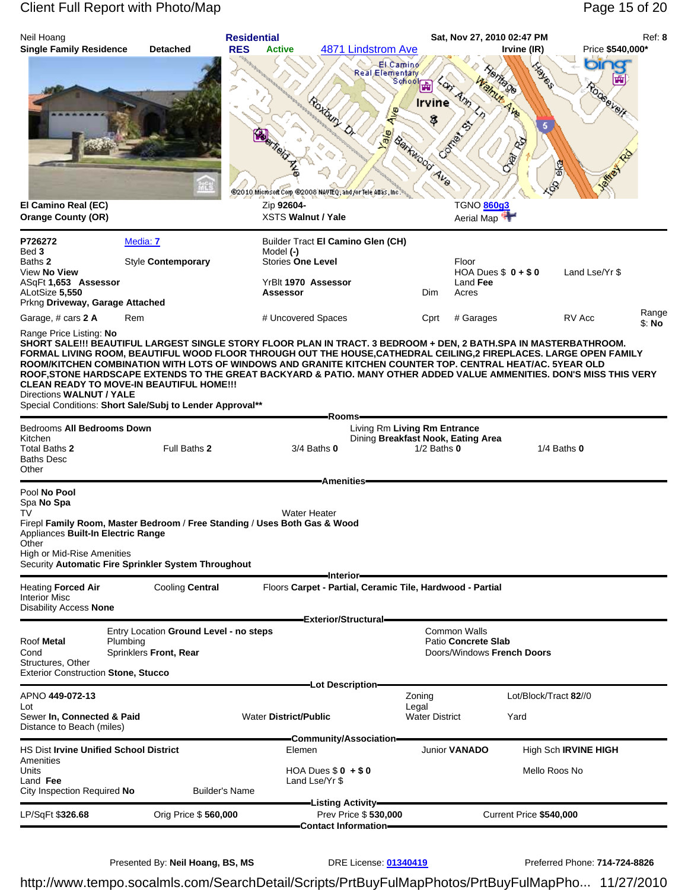Neil Hoang | **Residential** | **Sat, Nov 27, 2010 02:47 PM** | Ref: **8**

**Single Family Residence** **Detached** | **RES** **Active** 4871 Lindstrom Ave | **Irvine (IR)** | Price **$540,000***

**El Camino Real (EC)**
**Orange County (OR)**

Zip **92604-**
XSTS **Walnut / Yale**

TGNO 860g3
Aerial Map

P726272 Media: 7
Bed **3**
Baths **2** Style **Contemporary**
View **No View**
ASqFt **1,653** **Assessor**
ALotSize **5,550**
Prkng **Driveway, Garage Attached**
Garage, # cars **2 A** Rem

Builder Tract **El Camino Glen (CH)**
Model **(-)**
Stories **One Level**

YrBlt **1970** **Assessor**
**Assessor**

Floor
HOA Dues $ **0 + $ 0** Land Lse/Yr $
Land **Fee**
Dim Acres

# Uncovered Spaces Cprt # Garages RV Acc Range $: **No**

Range Price Listing: **No**

**SHORT SALE!!! BEAUTIFUL LARGEST SINGLE STORY FLOOR PLAN IN TRACT. 3 BEDROOM + DEN, 2 BATH.SPA IN MASTERBATHROOM. FORMAL LIVING ROOM, BEAUTIFUL WOOD FLOOR THROUGH OUT THE HOUSE,CATHEDRAL CEILING,2 FIREPLACES. LARGE OPEN FAMILY ROOM/KITCHEN COMBINATION WITH LOTS OF WINDOWS AND GRANITE KITCHEN COUNTER TOP. CENTRAL HEAT/AC. 5YEAR OLD ROOF,STONE HARDSCAPE EXTENDS TO THE GREAT BACKYARD & PATIO. MANY OTHER ADDED VALUE AMMENITIES. DON'S MISS THIS VERY CLEAN READY TO MOVE-IN BEAUTIFUL HOME!!!**

Directions **WALNUT / YALE**

Special Conditions: **Short Sale/Subj to Lender Approval****

## Rooms

Bedrooms **All Bedrooms Down**
Kitchen
Total Baths **2** Full Baths **2** 3/4 Baths **0** 1/2 Baths **0** 1/4 Baths **0**
Baths Desc
Other

Living Rm **Living Rm Entrance**
Dining **Breakfast Nook, Eating Area**

## Amenities

Pool **No Pool**
Spa **No Spa**
TV Water Heater
Firepl **Family Room, Master Bedroom** / **Free Standing** / **Uses Both Gas & Wood**
Appliances **Built-In Electric Range**
Other
High or Mid-Rise Amenities
Security **Automatic Fire Sprinkler System Throughout**

## Interior

Heating **Forced Air** Cooling **Central** Floors **Carpet - Partial, Ceramic Tile, Hardwood - Partial**
Interior Misc
Disability Access **None**

## Exterior/Structural

Roof **Metal**
Cond
Structures, Other
Exterior Construction **Stone, Stucco**

Entry Location **Ground Level - no steps**
Plumbing
Sprinklers **Front, Rear**

Common Walls
Patio **Concrete Slab**
Doors/Windows **French Doors**

## Lot Description

APNO **449-072-13**
Lot
Sewer **In, Connected & Paid** Water **District/Public**
Distance to Beach (miles)

Zoning
Legal
Water District

Lot/Block/Tract **82//0**
Yard

## Community/Association

HS Dist **Irvine Unified School District**
Amenities
Units
Land **Fee**
City Inspection Required **No** Builder's Name

Elemen
HOA Dues $ **0** + $ **0**
Land Lse/Yr $

Junior **VANADO**

High Sch **IRVINE HIGH**
Mello Roos **No**

## Listing Activity

LP/SqFt **$326.68** Orig Price $ **560,000** Prev Price $ **530,000** Current Price **$540,000**

## Contact Information

Presented By: **Neil Hoang, BS, MS** DRE License: 01341419 Preferred Phone: **714-724-8826**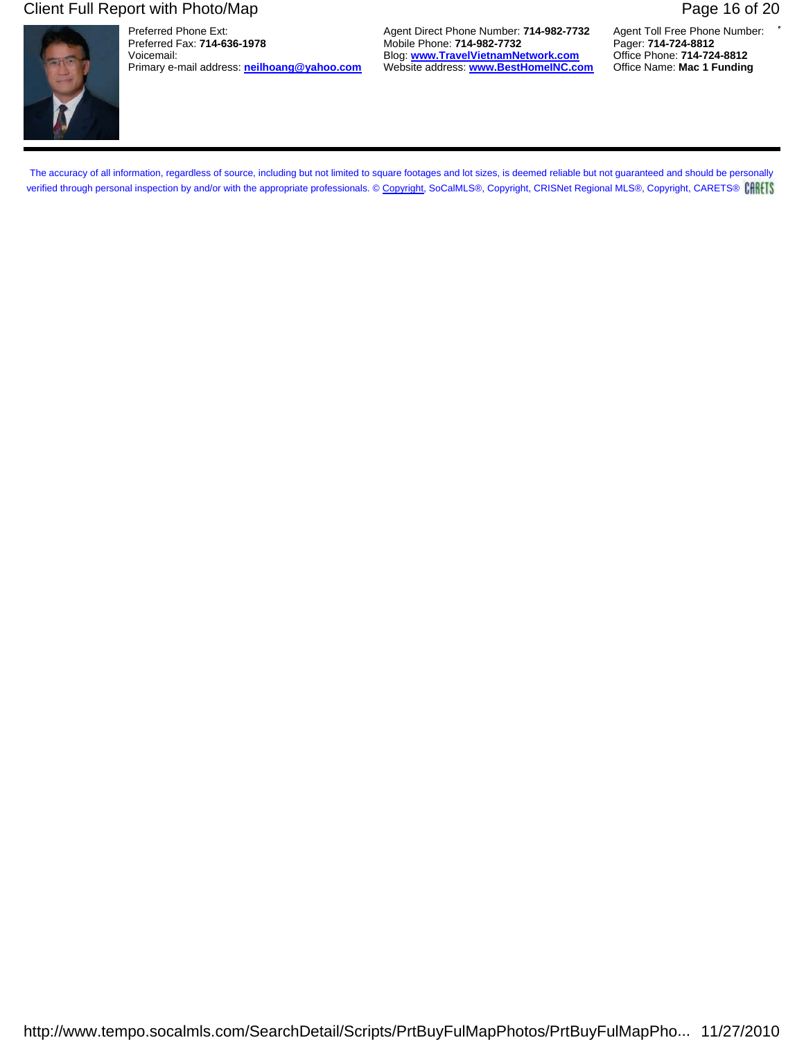Preferred Phone Ext:
Preferred Fax: **714-636-1978**
Voicemail:
Primary e-mail address: **neilhoang@yahoo.com**

Agent Direct Phone Number: **714-982-7732**
Mobile Phone: **714-982-7732**
Blog: **www.TravelVietnamNetwork.com**
Website address: **www.BestHomeINC.com**

Agent Toll Free Phone Number:
Pager: **714-724-8812**
Office Phone: **714-724-8812**
Office Name: **Mac 1 Funding**

---

The accuracy of all information, regardless of source, including but not limited to square footages and lot sizes, is deemed reliable but not guaranteed and should be personally verified through personal inspection by and/or with the appropriate professionals. © Copyright, SoCalMLS®, Copyright, CRISNet Regional MLS®, Copyright, CARETS® CARETS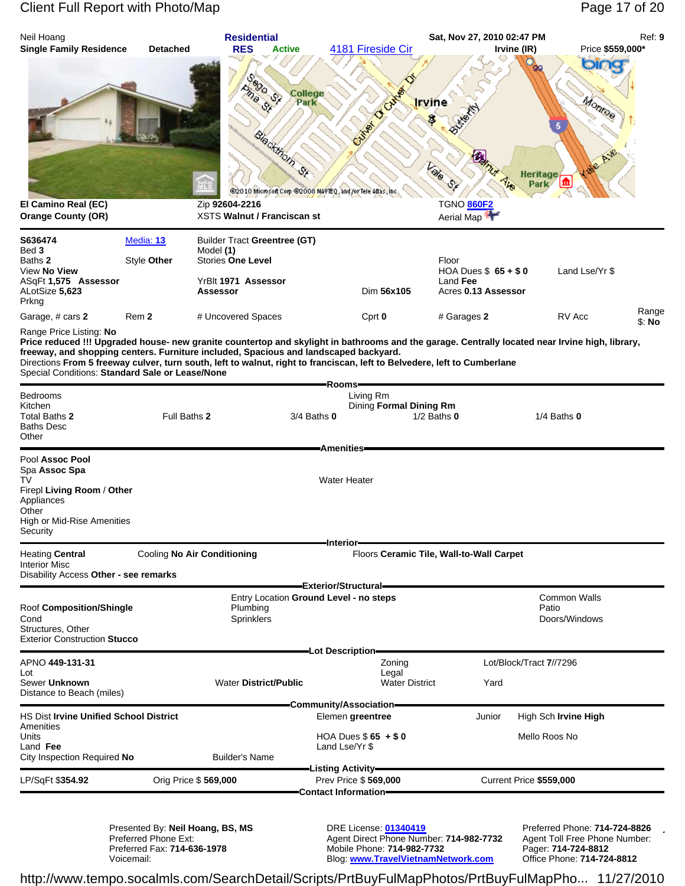Neil Hoang | Residential | Sat, Nov 27, 2010 02:47 PM | Ref: 9

**Single Family Residence** **Detached** | **RES** **Active** | 4181 Fireside Cir | Irvine (IR) | Price **$559,000***

**El Camino Real (EC)** | Zip **92604-2216** | TGNO 860F2
**Orange County (OR)** | XSTS **Walnut / Franciscan st** | Aerial Map

| | | | | | |
|---|---|---|---|---|---|
| **S636474** | Media: **13** | Builder Tract **Greentree (GT)** | | | |
| Bed **3** | | Model **(1)** | | | |
| Baths **2** | Style **Other** | Stories **One Level** | | Floor | |
| View **No View** | | | | HOA Dues $ **65 + $ 0** | Land Lse/Yr $ |
| ASqFt **1,575** Assessor | | YrBlt **1971** Assessor | | Land **Fee** | |
| ALotSize **5,623** | | **Assessor** | Dim **56x105** | Acres **0.13 Assessor** | |
| Prkng | | | | | |
| Garage, # cars **2** | Rem **2** | # Uncovered Spaces | Cprt **0** | # Garages **2** | RV Acc | Range $: **No** |

Range Price Listing: **No**

**Price reduced !!! Upgraded house- new granite countertop and skylight in bathrooms and the garage. Centrally located near Irvine high, library, freeway, and shopping centers. Furniture included, Spacious and landscaped backyard.**

Directions **From 5 freeway culver, turn south, left to walnut, right to franciscan, left to Belvedere, left to Cumberlane**

Special Conditions: **Standard Sale or Lease/None**

## Rooms

Bedrooms
Kitchen
Living Rm
Dining **Formal Dining Rm**

| Total Baths **2** | Full Baths **2** | 3/4 Baths **0** | 1/2 Baths **0** | 1/4 Baths **0** |
|---|---|---|---|---|

Baths Desc
Other

## Amenities

Pool **Assoc Pool**
Spa **Assoc Spa**
TV
Firepl **Living Room / Other**
Appliances
Other
High or Mid-Rise Amenities
Security
Water Heater

## Interior

Heating **Central** | Cooling **No Air Conditioning** | Floors **Ceramic Tile, Wall-to-Wall Carpet**
Interior Misc
Disability Access **Other - see remarks**

## Exterior/Structural

Entry Location **Ground Level - no steps**
Roof **Composition/Shingle**
Cond
Structures, Other
Exterior Construction **Stucco**
Plumbing
Sprinklers
Common Walls
Patio
Doors/Windows

## Lot Description

APNO **449-131-31**
Lot
Sewer **Unknown**
Distance to Beach (miles)
Water **District/Public**
Zoning
Legal
Water District
Lot/Block/Tract **7//7296**
Yard

## Community/Association

HS Dist **Irvine Unified School District**
Amenities
Units
Land **Fee**
City Inspection Required **No**
Builder's Name
Elemen **greentree**
HOA Dues $ **65 + $ 0**
Land Lse/Yr $
Junior
High Sch **Irvine High**
Mello Roos **No**

## Listing Activity

| LP/SqFt **$354.92** | Orig Price $ **569,000** | Prev Price $ **569,000** | Current Price **$559,000** |
|---|---|---|---|

## Contact Information

Presented By: **Neil Hoang, BS, MS**
Preferred Phone Ext:
Preferred Fax: **714-636-1978**
Voicemail:

DRE License: **01340419**
Agent Direct Phone Number: **714-982-7732**
Mobile Phone: **714-982-7732**
Blog: **www.TravelVietnamNetwork.com**

Preferred Phone: **714-724-8826**
Agent Toll Free Phone Number:
Pager: **714-724-8812**
Office Phone: **714-724-8812**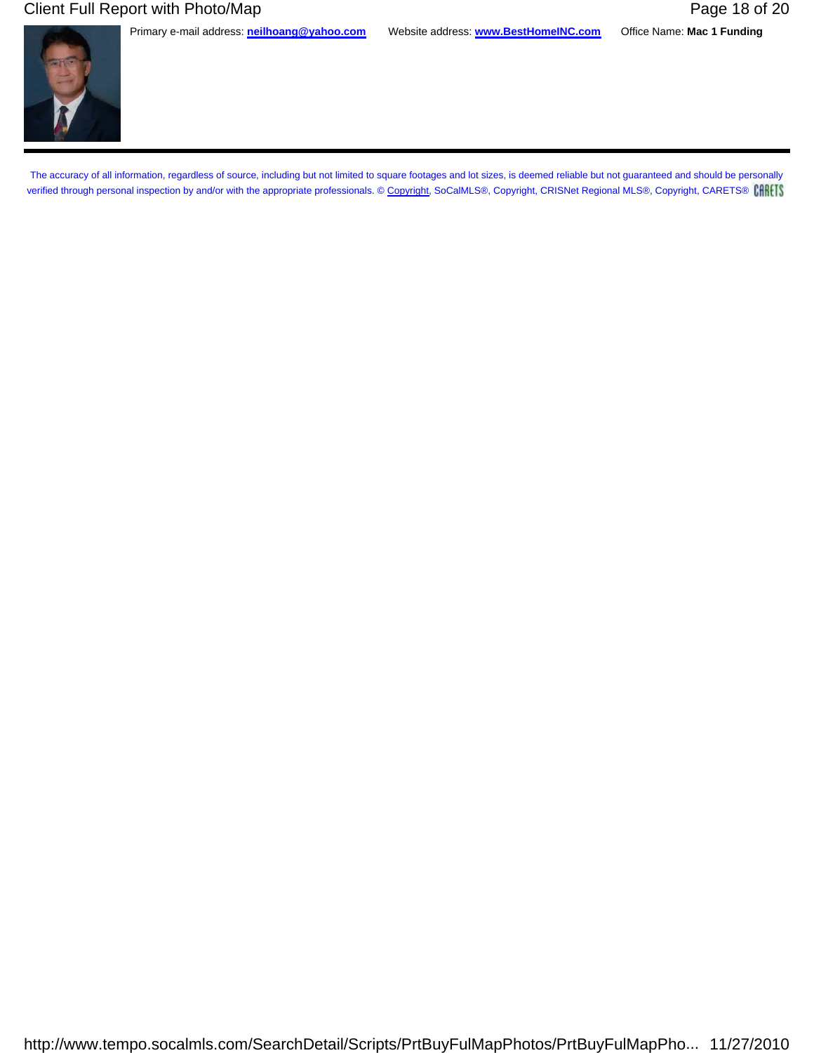Primary e-mail address: **neilhoang@yahoo.com** Website address: **www.BestHomeINC.com** Office Name: **Mac 1 Funding**

The accuracy of all information, regardless of source, including but not limited to square footages and lot sizes, is deemed reliable but not guaranteed and should be personally verified through personal inspection by and/or with the appropriate professionals. © Copyright, SoCalMLS®, Copyright, CRISNet Regional MLS®, Copyright, CARETS® CARETS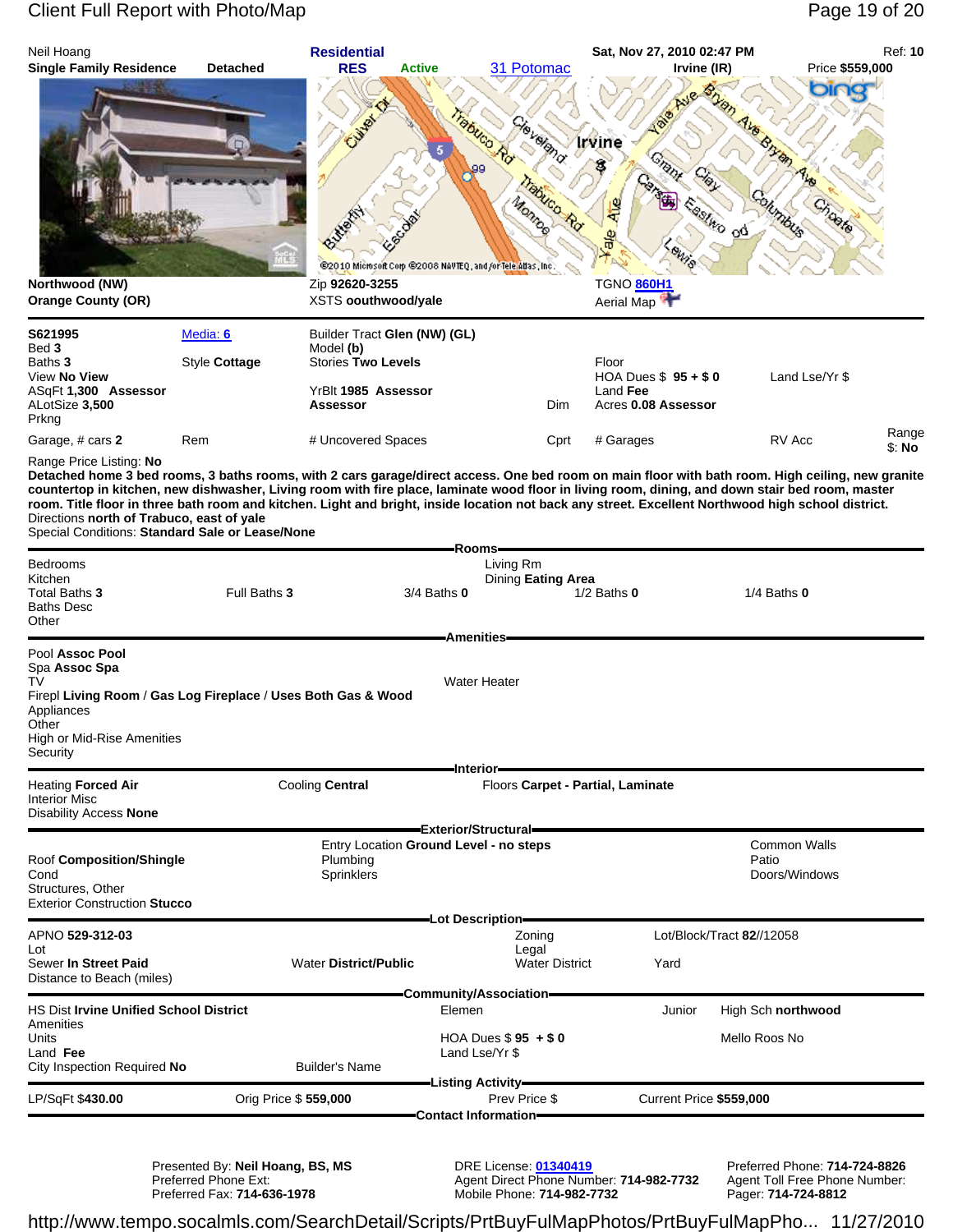Neil Hoang | **Residential** | Sat, Nov 27, 2010 02:47 PM | Ref: **10**

**Single Family Residence** **Detached** | **RES** **Active** | 31 Potomac | **Irvine (IR)** | Price **$559,000**

**Northwood (NW)**
**Orange County (OR)**

Zip **92620-3255**
XSTS **oouthwood/yale**

TGNO 860H1
Aerial Map

| | | | | | |
|---|---|---|---|---|---|
| **S621995** | Media: 6 | Builder Tract **Glen (NW) (GL)** | | | |
| Bed **3** | | Model **(b)** | | | |
| Baths **3** | Style **Cottage** | Stories **Two Levels** | | Floor | |
| View **No View** | | | | HOA Dues $ **95 + $ 0** | Land Lse/Yr $ |
| ASqFt **1,300** **Assessor** | | YrBlt **1985** **Assessor** | | Land **Fee** | |
| ALotSize **3,500** | | **Assessor** | Dim | Acres **0.08 Assessor** | |
| Prkng | | | | | |
| Garage, # cars **2** | Rem | # Uncovered Spaces | Cprt | # Garages | RV Acc | Range $: **No** |

Range Price Listing: **No**

**Detached home 3 bed rooms, 3 baths rooms, with 2 cars garage/direct access. One bed room on main floor with bath room. High ceiling, new granite countertop in kitchen, new dishwasher, Living room with fire place, laminate wood floor in living room, dining, and down stair bed room, master room. Title floor in three bath room and kitchen. Light and bright, inside location not back any street. Excellent Northwood high school district.**

Directions **north of Trabuco, east of yale**

Special Conditions: **Standard Sale or Lease/None**

## Rooms

Bedrooms
Kitchen
Total Baths **3** | Full Baths **3** | 3/4 Baths **0** | 1/2 Baths **0** | 1/4 Baths **0**
Baths Desc
Other

Living Rm
Dining **Eating Area**

## Amenities

Pool **Assoc Pool**
Spa **Assoc Spa**
TV
Firepl **Living Room** / **Gas Log Fireplace** / **Uses Both Gas & Wood**
Appliances
Other
High or Mid-Rise Amenities
Security

Water Heater

## Interior

Heating **Forced Air** | Cooling **Central** | Floors **Carpet - Partial, Laminate**
Interior Misc
Disability Access **None**

## Exterior/Structural

Roof **Composition/Shingle**
Cond
Structures, Other
Exterior Construction **Stucco**

Entry Location **Ground Level - no steps**
Plumbing
Sprinklers

Common Walls
Patio
Doors/Windows

## Lot Description

APNO **529-312-03** | Zoning | Lot/Block/Tract **82//12058**
Lot | Legal
Sewer **In Street Paid** | Water **District/Public** | Water District | Yard
Distance to Beach (miles)

## Community/Association

HS Dist **Irvine Unified School District** | Elemen | Junior | High Sch **northwood**
Amenities
Units | HOA Dues $ **95 + $ 0** | Mello Roos No
Land **Fee** | Land Lse/Yr $
City Inspection Required **No** | Builder's Name

## Listing Activity

LP/SqFt $**430.00** | Orig Price $ **559,000** | Prev Price $ | Current Price **$559,000**

## Contact Information

Presented By: **Neil Hoang, BS, MS**
Preferred Phone Ext:
Preferred Fax: **714-636-1978**

DRE License: 01340419
Agent Direct Phone Number: **714-982-7732**
Mobile Phone: **714-982-7732**

Preferred Phone: **714-724-8826**
Agent Toll Free Phone Number:
Pager: **714-724-8812**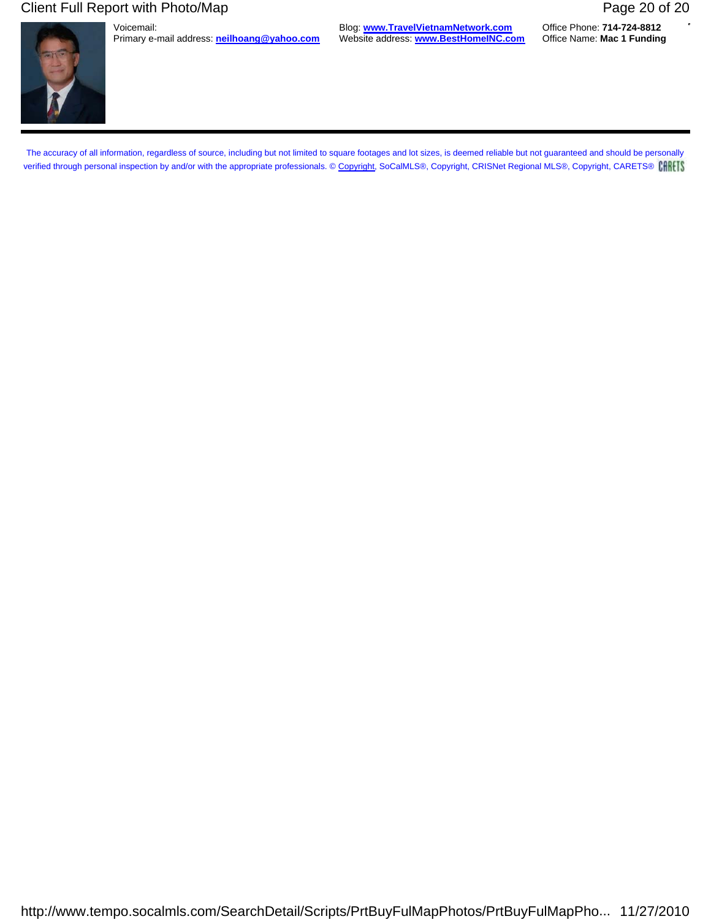Voicemail:
Primary e-mail address: **neilhoang@yahoo.com**

Blog: **www.TravelVietnamNetwork.com**
Website address: **www.BestHomeINC.com**

Office Phone: **714-724-8812**
Office Name: **Mac 1 Funding**

---

The accuracy of all information, regardless of source, including but not limited to square footages and lot sizes, is deemed reliable but not guaranteed and should be personally verified through personal inspection by and/or with the appropriate professionals. © Copyright, SoCalMLS®, Copyright, CRISNet Regional MLS®, Copyright, CARETS® CARETS